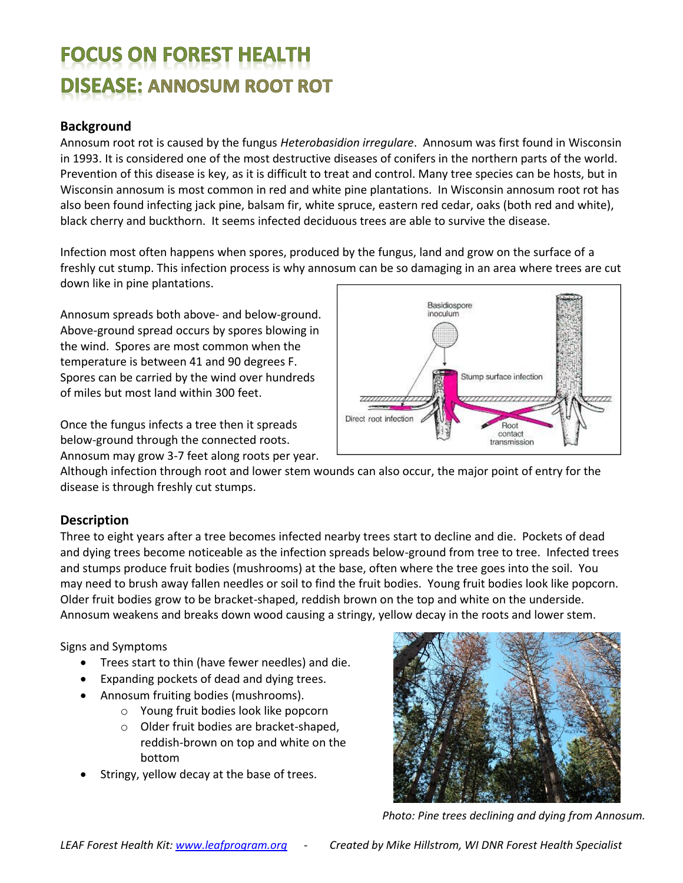# FOCUS ON FOREST HEALTH

# DISEASE: ANNOSUM ROOT ROT

## Background

Annosum root rot is caused by the fungus *Heterobasidion irregulare*. Annosum was first found in Wisconsin in 1993. It is considered one of the most destructive diseases of conifers in the northern parts of the world. Prevention of this disease is key, as it is difficult to treat and control. Many tree species can be hosts, but in Wisconsin annosum is most common in red and white pine plantations. In Wisconsin annosum root rot has also been found infecting jack pine, balsam fir, white spruce, eastern red cedar, oaks (both red and white), black cherry and buckthorn. It seems infected deciduous trees are able to survive the disease.

Infection most often happens when spores, produced by the fungus, land and grow on the surface of a freshly cut stump. This infection process is why annosum can be so damaging in an area where trees are cut down like in pine plantations.

Annosum spreads both above- and below-ground. Above-ground spread occurs by spores blowing in the wind. Spores are most common when the temperature is between 41 and 90 degrees F. Spores can be carried by the wind over hundreds of miles but most land within 300 feet.

Once the fungus infects a tree then it spreads below-ground through the connected roots. Annosum may grow 3-7 feet along roots per year. Although infection through root and lower stem wounds can also occur, the major point of entry for the disease is through freshly cut stumps.

## Description

Three to eight years after a tree becomes infected nearby trees start to decline and die. Pockets of dead and dying trees become noticeable as the infection spreads below-ground from tree to tree. Infected trees and stumps produce fruit bodies (mushrooms) at the base, often where the tree goes into the soil. You may need to brush away fallen needles or soil to find the fruit bodies. Young fruit bodies look like popcorn. Older fruit bodies grow to be bracket-shaped, reddish brown on the top and white on the underside. Annosum weakens and breaks down wood causing a stringy, yellow decay in the roots and lower stem.

Signs and Symptoms

- Trees start to thin (have fewer needles) and die.
- Expanding pockets of dead and dying trees.
- Annosum fruiting bodies (mushrooms).
  - Young fruit bodies look like popcorn
  - Older fruit bodies are bracket-shaped, reddish-brown on top and white on the bottom
- Stringy, yellow decay at the base of trees.

*Photo: Pine trees declining and dying from Annosum.*

*LEAF Forest Health Kit: www.leafprogram.org - Created by Mike Hillstrom, WI DNR Forest Health Specialist*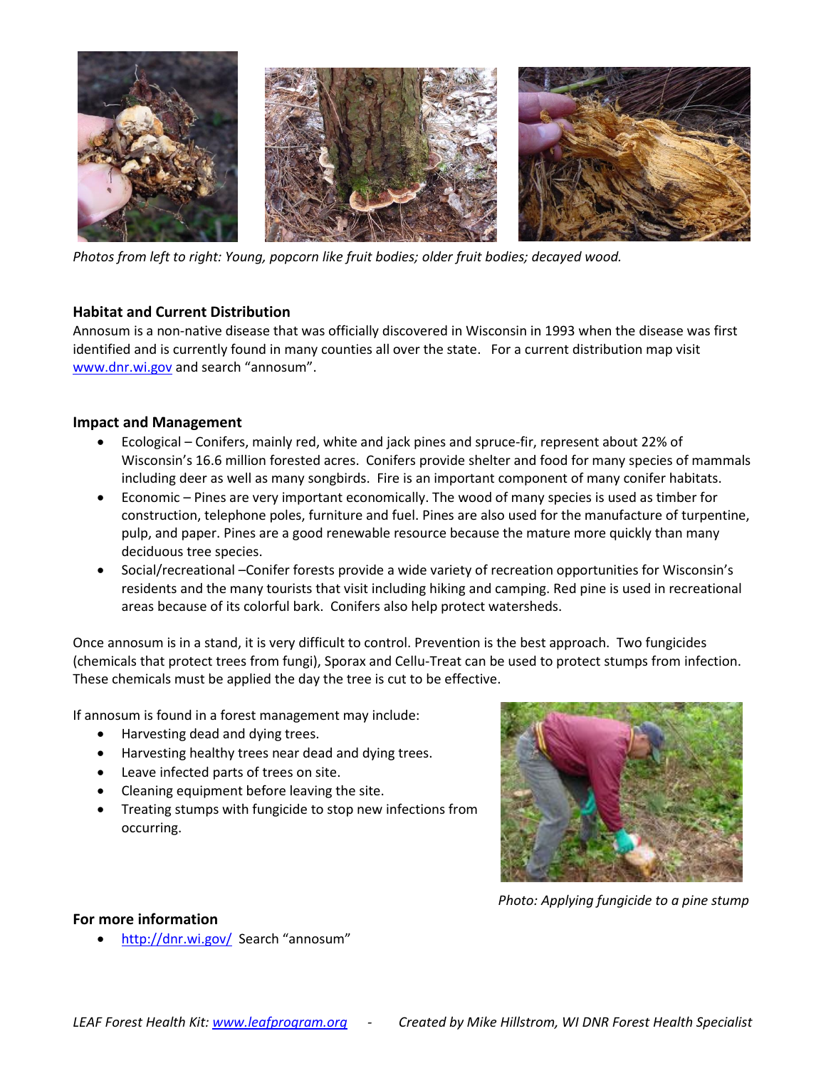*Photos from left to right: Young, popcorn like fruit bodies; older fruit bodies; decayed wood.*

**Habitat and Current Distribution**

Annosum is a non-native disease that was officially discovered in Wisconsin in 1993 when the disease was first identified and is currently found in many counties all over the state. For a current distribution map visit www.dnr.wi.gov and search "annosum".

**Impact and Management**

- Ecological – Conifers, mainly red, white and jack pines and spruce-fir, represent about 22% of Wisconsin's 16.6 million forested acres. Conifers provide shelter and food for many species of mammals including deer as well as many songbirds. Fire is an important component of many conifer habitats.
- Economic – Pines are very important economically. The wood of many species is used as timber for construction, telephone poles, furniture and fuel. Pines are also used for the manufacture of turpentine, pulp, and paper. Pines are a good renewable resource because the mature more quickly than many deciduous tree species.
- Social/recreational –Conifer forests provide a wide variety of recreation opportunities for Wisconsin's residents and the many tourists that visit including hiking and camping. Red pine is used in recreational areas because of its colorful bark. Conifers also help protect watersheds.

Once annosum is in a stand, it is very difficult to control. Prevention is the best approach. Two fungicides (chemicals that protect trees from fungi), Sporax and Cellu-Treat can be used to protect stumps from infection. These chemicals must be applied the day the tree is cut to be effective.

If annosum is found in a forest management may include:

- Harvesting dead and dying trees.
- Harvesting healthy trees near dead and dying trees.
- Leave infected parts of trees on site.
- Cleaning equipment before leaving the site.
- Treating stumps with fungicide to stop new infections from occurring.

*Photo: Applying fungicide to a pine stump*

**For more information**

- http://dnr.wi.gov/ Search "annosum"

*LEAF Forest Health Kit: www.leafprogram.org - Created by Mike Hillstrom, WI DNR Forest Health Specialist*